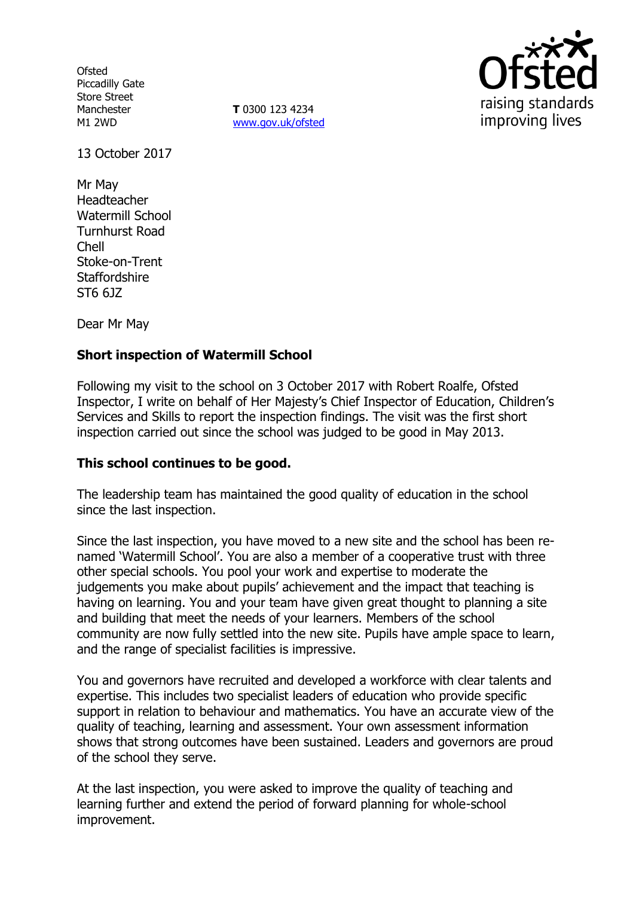Ofsted
Piccadilly Gate
Store Street
Manchester
M1 2WD

**T** 0300 123 4234
www.gov.uk/ofsted

raising standards
improving lives

13 October 2017

Mr May
Headteacher
Watermill School
Turnhurst Road
Chell
Stoke-on-Trent
Staffordshire
ST6 6JZ

Dear Mr May

**Short inspection of Watermill School**

Following my visit to the school on 3 October 2017 with Robert Roalfe, Ofsted Inspector, I write on behalf of Her Majesty's Chief Inspector of Education, Children's Services and Skills to report the inspection findings. The visit was the first short inspection carried out since the school was judged to be good in May 2013.

**This school continues to be good.**

The leadership team has maintained the good quality of education in the school since the last inspection.

Since the last inspection, you have moved to a new site and the school has been re-named 'Watermill School'. You are also a member of a cooperative trust with three other special schools. You pool your work and expertise to moderate the judgements you make about pupils' achievement and the impact that teaching is having on learning. You and your team have given great thought to planning a site and building that meet the needs of your learners. Members of the school community are now fully settled into the new site. Pupils have ample space to learn, and the range of specialist facilities is impressive.

You and governors have recruited and developed a workforce with clear talents and expertise. This includes two specialist leaders of education who provide specific support in relation to behaviour and mathematics. You have an accurate view of the quality of teaching, learning and assessment. Your own assessment information shows that strong outcomes have been sustained. Leaders and governors are proud of the school they serve.

At the last inspection, you were asked to improve the quality of teaching and learning further and extend the period of forward planning for whole-school improvement.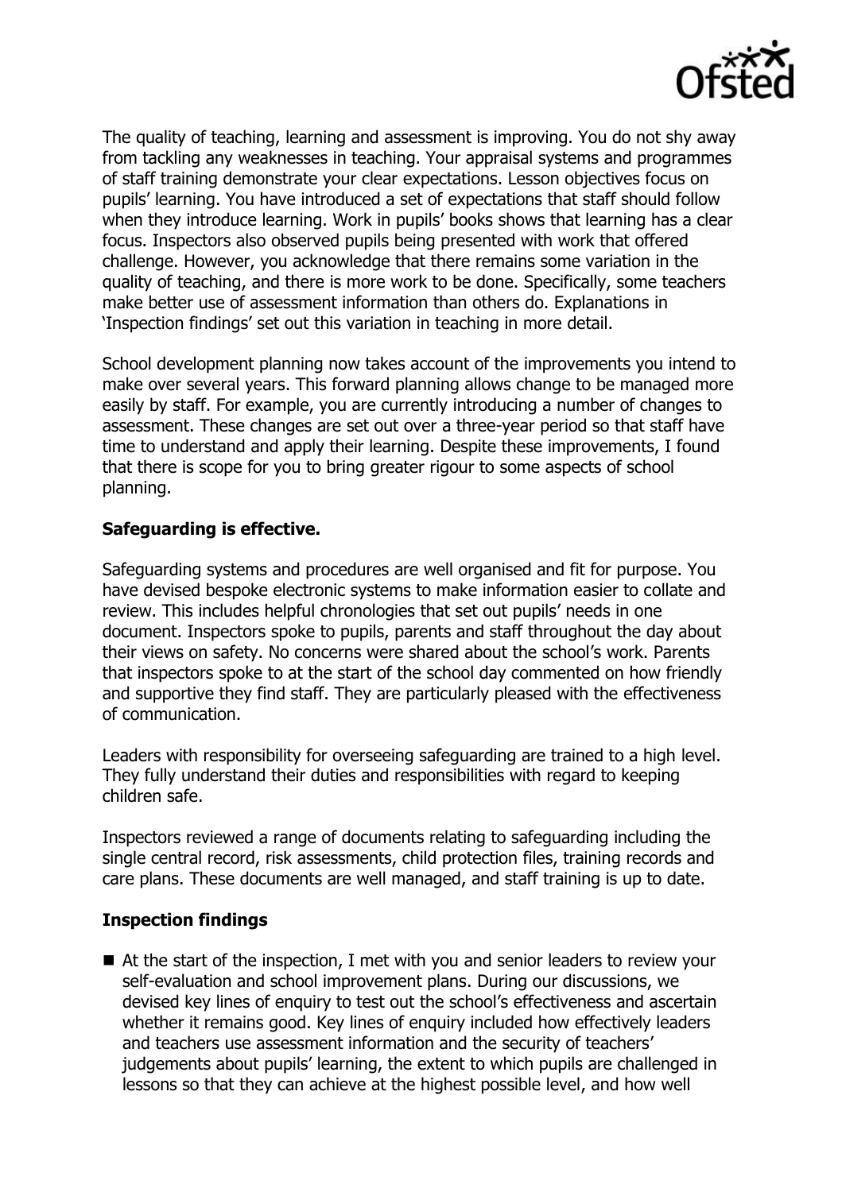The quality of teaching, learning and assessment is improving. You do not shy away from tackling any weaknesses in teaching. Your appraisal systems and programmes of staff training demonstrate your clear expectations. Lesson objectives focus on pupils' learning. You have introduced a set of expectations that staff should follow when they introduce learning. Work in pupils' books shows that learning has a clear focus. Inspectors also observed pupils being presented with work that offered challenge. However, you acknowledge that there remains some variation in the quality of teaching, and there is more work to be done. Specifically, some teachers make better use of assessment information than others do. Explanations in 'Inspection findings' set out this variation in teaching in more detail.

School development planning now takes account of the improvements you intend to make over several years. This forward planning allows change to be managed more easily by staff. For example, you are currently introducing a number of changes to assessment. These changes are set out over a three-year period so that staff have time to understand and apply their learning. Despite these improvements, I found that there is scope for you to bring greater rigour to some aspects of school planning.

**Safeguarding is effective.**

Safeguarding systems and procedures are well organised and fit for purpose. You have devised bespoke electronic systems to make information easier to collate and review. This includes helpful chronologies that set out pupils' needs in one document. Inspectors spoke to pupils, parents and staff throughout the day about their views on safety. No concerns were shared about the school's work. Parents that inspectors spoke to at the start of the school day commented on how friendly and supportive they find staff. They are particularly pleased with the effectiveness of communication.

Leaders with responsibility for overseeing safeguarding are trained to a high level. They fully understand their duties and responsibilities with regard to keeping children safe.

Inspectors reviewed a range of documents relating to safeguarding including the single central record, risk assessments, child protection files, training records and care plans. These documents are well managed, and staff training is up to date.

**Inspection findings**

- At the start of the inspection, I met with you and senior leaders to review your self-evaluation and school improvement plans. During our discussions, we devised key lines of enquiry to test out the school's effectiveness and ascertain whether it remains good. Key lines of enquiry included how effectively leaders and teachers use assessment information and the security of teachers' judgements about pupils' learning, the extent to which pupils are challenged in lessons so that they can achieve at the highest possible level, and how well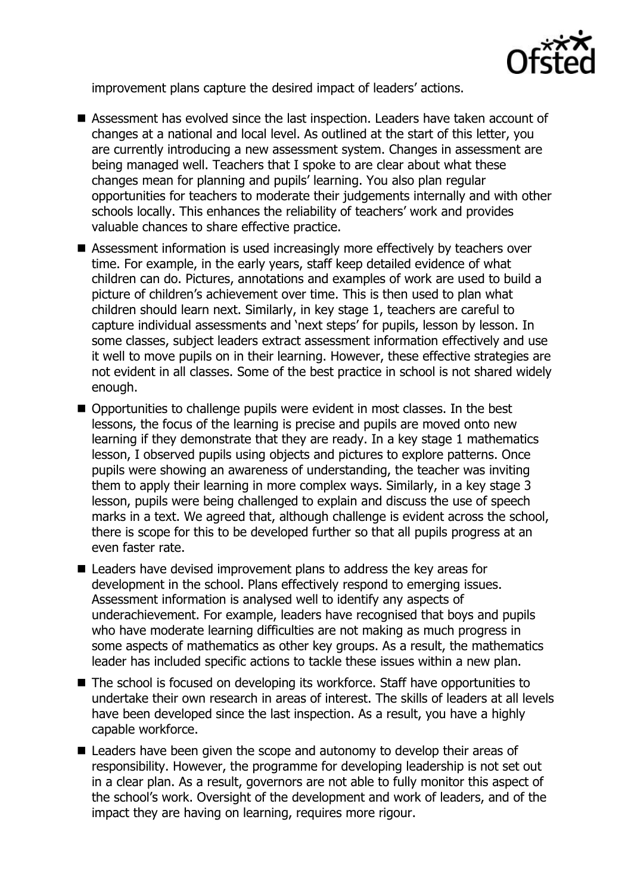improvement plans capture the desired impact of leaders' actions.

- Assessment has evolved since the last inspection. Leaders have taken account of changes at a national and local level. As outlined at the start of this letter, you are currently introducing a new assessment system. Changes in assessment are being managed well. Teachers that I spoke to are clear about what these changes mean for planning and pupils' learning. You also plan regular opportunities for teachers to moderate their judgements internally and with other schools locally. This enhances the reliability of teachers' work and provides valuable chances to share effective practice.
- Assessment information is used increasingly more effectively by teachers over time. For example, in the early years, staff keep detailed evidence of what children can do. Pictures, annotations and examples of work are used to build a picture of children's achievement over time. This is then used to plan what children should learn next. Similarly, in key stage 1, teachers are careful to capture individual assessments and 'next steps' for pupils, lesson by lesson. In some classes, subject leaders extract assessment information effectively and use it well to move pupils on in their learning. However, these effective strategies are not evident in all classes. Some of the best practice in school is not shared widely enough.
- Opportunities to challenge pupils were evident in most classes. In the best lessons, the focus of the learning is precise and pupils are moved onto new learning if they demonstrate that they are ready. In a key stage 1 mathematics lesson, I observed pupils using objects and pictures to explore patterns. Once pupils were showing an awareness of understanding, the teacher was inviting them to apply their learning in more complex ways. Similarly, in a key stage 3 lesson, pupils were being challenged to explain and discuss the use of speech marks in a text. We agreed that, although challenge is evident across the school, there is scope for this to be developed further so that all pupils progress at an even faster rate.
- Leaders have devised improvement plans to address the key areas for development in the school. Plans effectively respond to emerging issues. Assessment information is analysed well to identify any aspects of underachievement. For example, leaders have recognised that boys and pupils who have moderate learning difficulties are not making as much progress in some aspects of mathematics as other key groups. As a result, the mathematics leader has included specific actions to tackle these issues within a new plan.
- The school is focused on developing its workforce. Staff have opportunities to undertake their own research in areas of interest. The skills of leaders at all levels have been developed since the last inspection. As a result, you have a highly capable workforce.
- Leaders have been given the scope and autonomy to develop their areas of responsibility. However, the programme for developing leadership is not set out in a clear plan. As a result, governors are not able to fully monitor this aspect of the school's work. Oversight of the development and work of leaders, and of the impact they are having on learning, requires more rigour.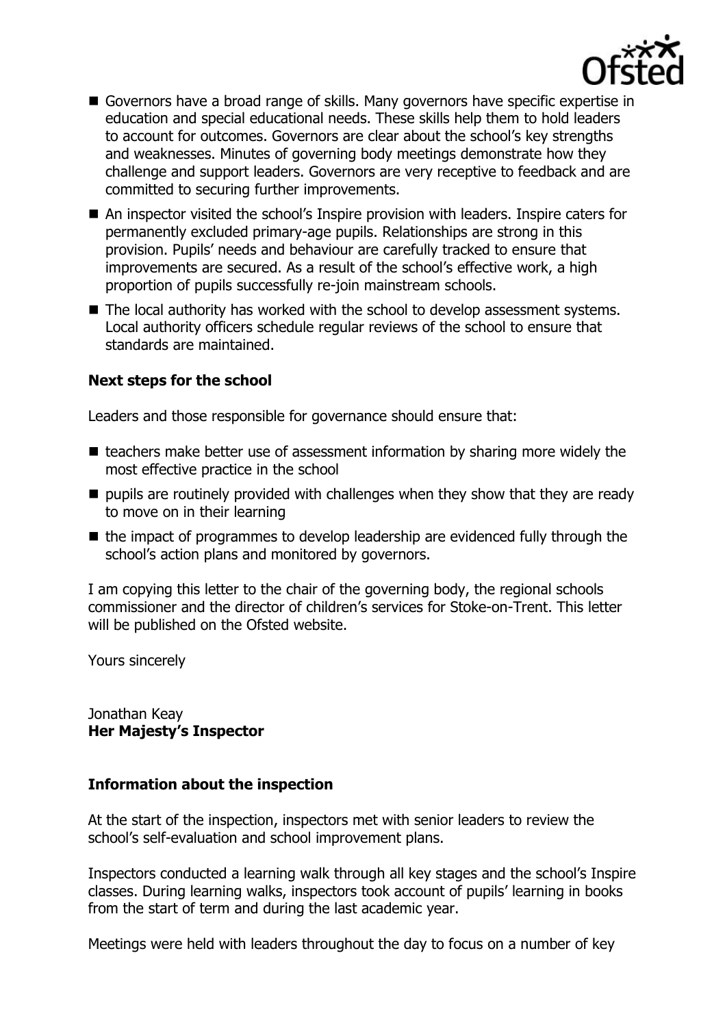- Governors have a broad range of skills. Many governors have specific expertise in education and special educational needs. These skills help them to hold leaders to account for outcomes. Governors are clear about the school's key strengths and weaknesses. Minutes of governing body meetings demonstrate how they challenge and support leaders. Governors are very receptive to feedback and are committed to securing further improvements.
- An inspector visited the school's Inspire provision with leaders. Inspire caters for permanently excluded primary-age pupils. Relationships are strong in this provision. Pupils' needs and behaviour are carefully tracked to ensure that improvements are secured. As a result of the school's effective work, a high proportion of pupils successfully re-join mainstream schools.
- The local authority has worked with the school to develop assessment systems. Local authority officers schedule regular reviews of the school to ensure that standards are maintained.

### Next steps for the school

Leaders and those responsible for governance should ensure that:

- teachers make better use of assessment information by sharing more widely the most effective practice in the school
- pupils are routinely provided with challenges when they show that they are ready to move on in their learning
- the impact of programmes to develop leadership are evidenced fully through the school's action plans and monitored by governors.

I am copying this letter to the chair of the governing body, the regional schools commissioner and the director of children's services for Stoke-on-Trent. This letter will be published on the Ofsted website.

Yours sincerely

Jonathan Keay
**Her Majesty's Inspector**

### Information about the inspection

At the start of the inspection, inspectors met with senior leaders to review the school's self-evaluation and school improvement plans.

Inspectors conducted a learning walk through all key stages and the school's Inspire classes. During learning walks, inspectors took account of pupils' learning in books from the start of term and during the last academic year.

Meetings were held with leaders throughout the day to focus on a number of key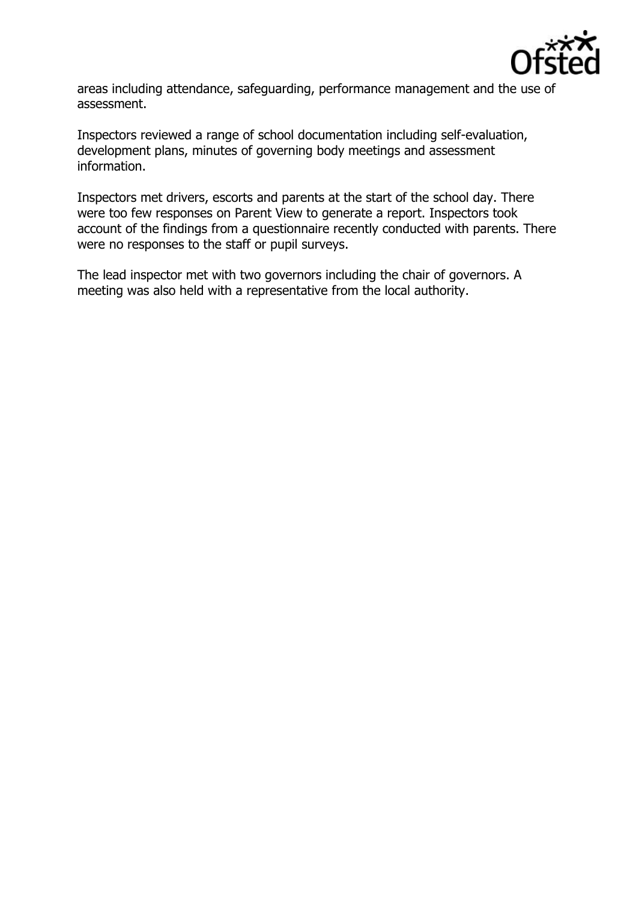areas including attendance, safeguarding, performance management and the use of assessment.

Inspectors reviewed a range of school documentation including self-evaluation, development plans, minutes of governing body meetings and assessment information.

Inspectors met drivers, escorts and parents at the start of the school day. There were too few responses on Parent View to generate a report. Inspectors took account of the findings from a questionnaire recently conducted with parents. There were no responses to the staff or pupil surveys.

The lead inspector met with two governors including the chair of governors. A meeting was also held with a representative from the local authority.